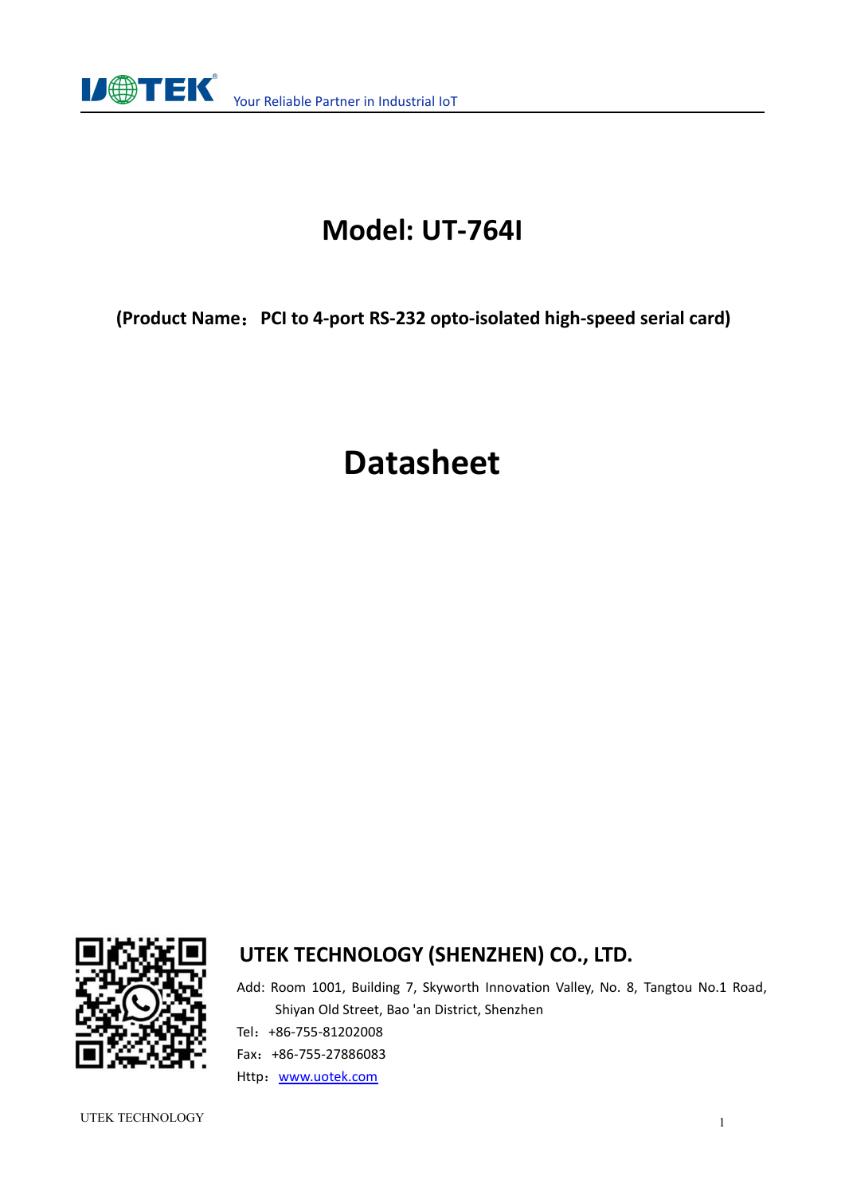# Model: UT-764I

**(Product Name：PCI to 4-port RS-232 opto-isolated high-speed serial card)**

# Datasheet

## UTEK TECHNOLOGY (SHENZHEN) CO., LTD.

Add: Room 1001, Building 7, Skyworth Innovation Valley, No. 8, Tangtou No.1 Road, Shiyan Old Street, Bao 'an District, Shenzhen

Tel：+86-755-81202008

Fax：+86-755-27886083

Http：www.uotek.com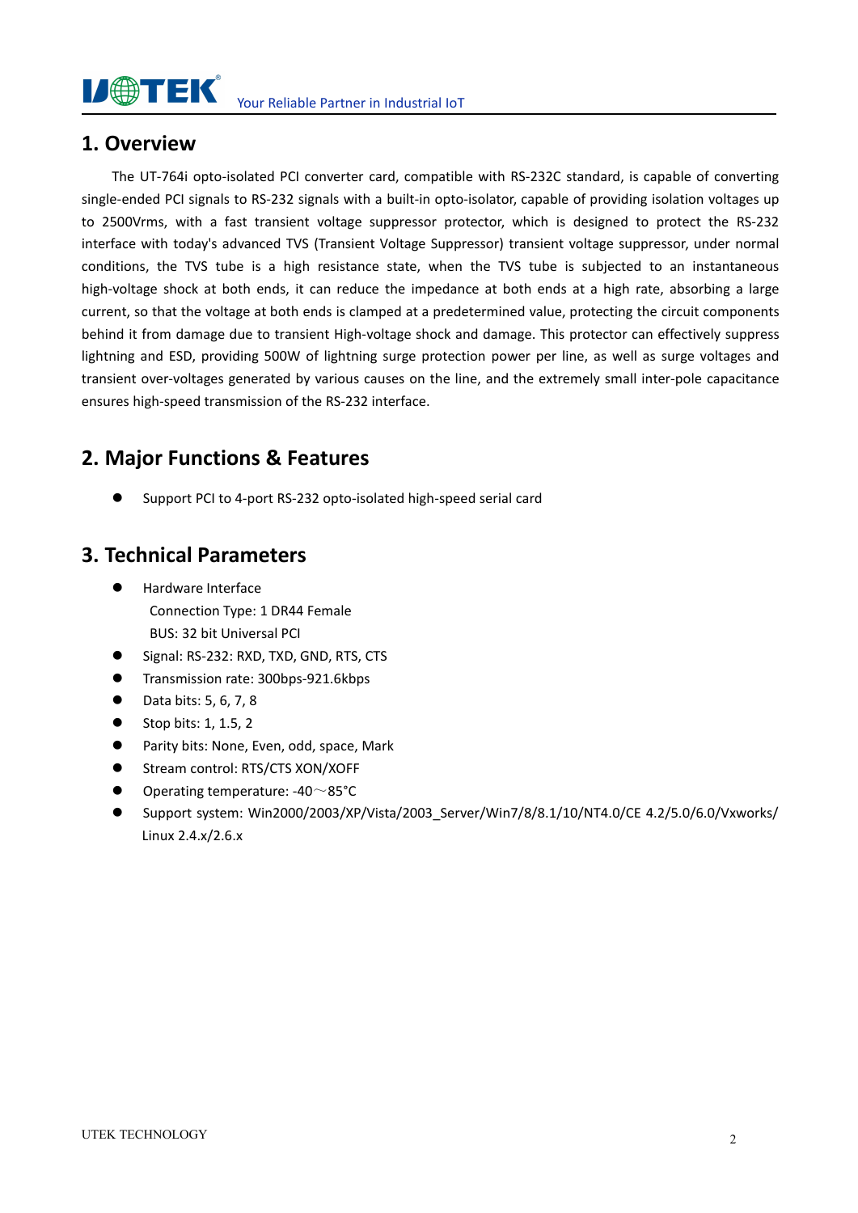## 1. Overview

The UT-764i opto-isolated PCI converter card, compatible with RS-232C standard, is capable of converting single-ended PCI signals to RS-232 signals with a built-in opto-isolator, capable of providing isolation voltages up to 2500Vrms, with a fast transient voltage suppressor protector, which is designed to protect the RS-232 interface with today's advanced TVS (Transient Voltage Suppressor) transient voltage suppressor, under normal conditions, the TVS tube is a high resistance state, when the TVS tube is subjected to an instantaneous high-voltage shock at both ends, it can reduce the impedance at both ends at a high rate, absorbing a large current, so that the voltage at both ends is clamped at a predetermined value, protecting the circuit components behind it from damage due to transient High-voltage shock and damage. This protector can effectively suppress lightning and ESD, providing 500W of lightning surge protection power per line, as well as surge voltages and transient over-voltages generated by various causes on the line, and the extremely small inter-pole capacitance ensures high-speed transmission of the RS-232 interface.

## 2. Major Functions & Features

- Support PCI to 4-port RS-232 opto-isolated high-speed serial card

## 3. Technical Parameters

- Hardware Interface
  Connection Type: 1 DR44 Female
  BUS: 32 bit Universal PCI
- Signal: RS-232: RXD, TXD, GND, RTS, CTS
- Transmission rate: 300bps-921.6kbps
- Data bits: 5, 6, 7, 8
- Stop bits: 1, 1.5, 2
- Parity bits: None, Even, odd, space, Mark
- Stream control: RTS/CTS XON/XOFF
- Operating temperature: -40～85°C
- Support system: Win2000/2003/XP/Vista/2003_Server/Win7/8/8.1/10/NT4.0/CE 4.2/5.0/6.0/Vxworks/ Linux 2.4.x/2.6.x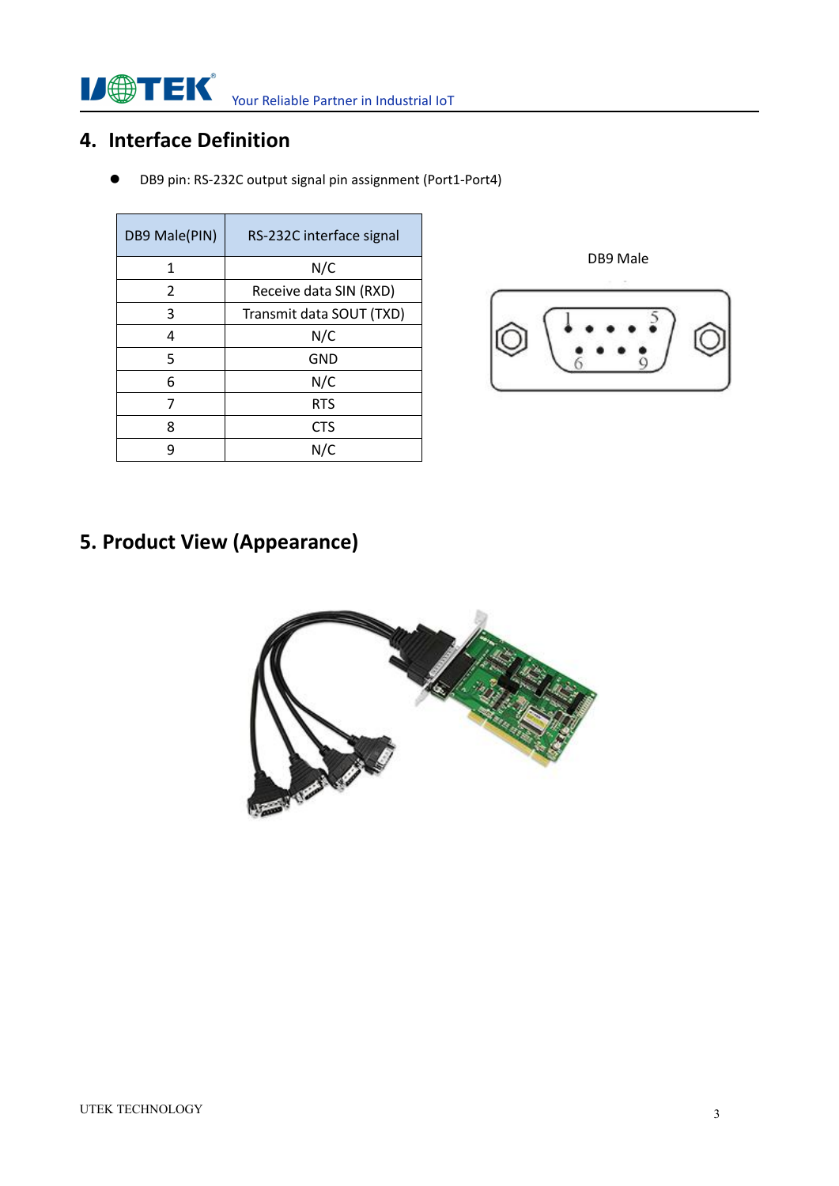## 4. Interface Definition

- DB9 pin: RS-232C output signal pin assignment (Port1-Port4)

| DB9 Male(PIN) | RS-232C interface signal |
|---|---|
| 1 | N/C |
| 2 | Receive data SIN (RXD) |
| 3 | Transmit data SOUT (TXD) |
| 4 | N/C |
| 5 | GND |
| 6 | N/C |
| 7 | RTS |
| 8 | CTS |
| 9 | N/C |

DB9 Male

## 5. Product View (Appearance)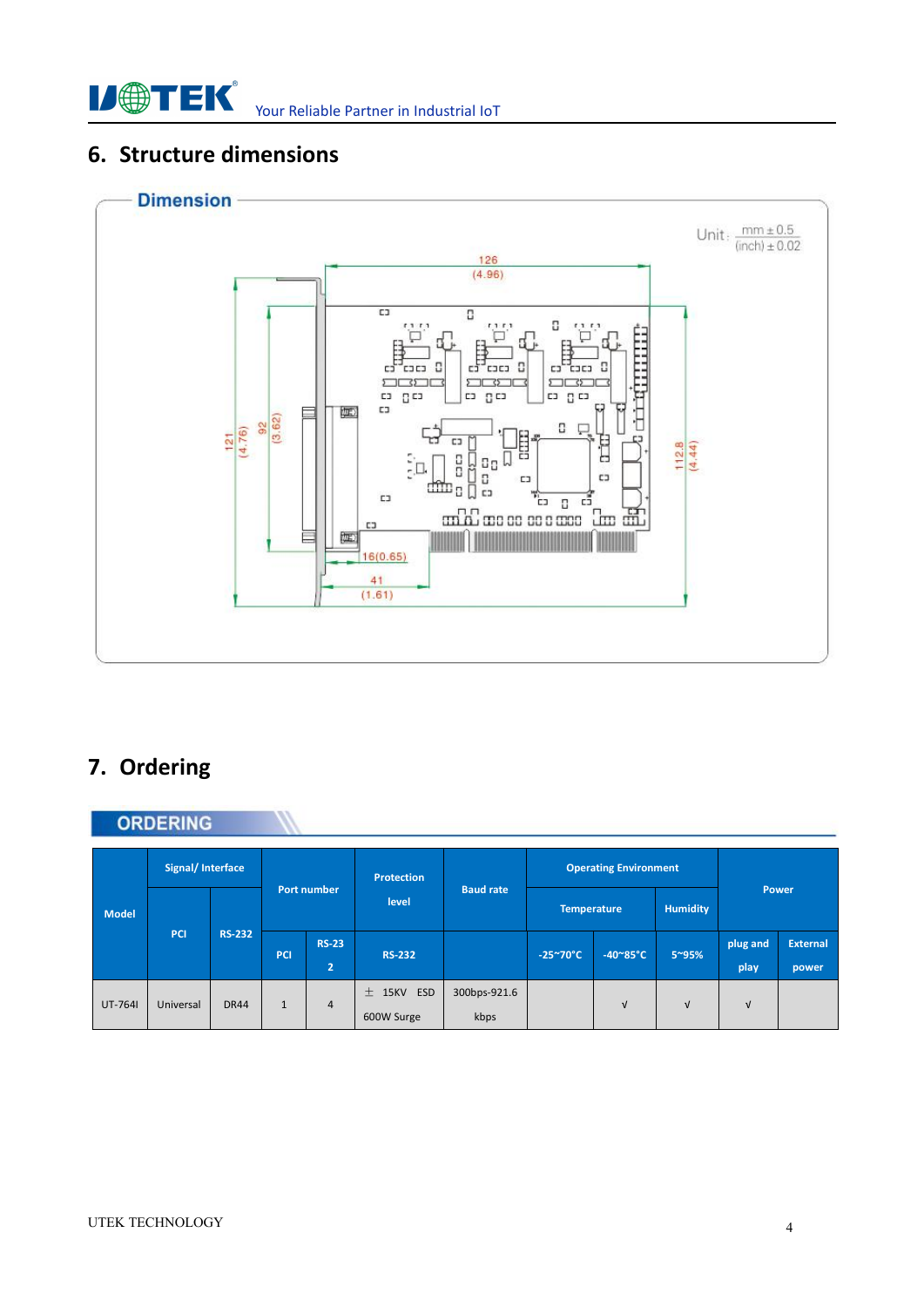## 6. Structure dimensions

Dimension

Unit: mm ± 0.5 / (inch) ± 0.02

126 (4.96)

121 (4.76)

92 (3.62)

112.8 (4.44)

16(0.65)

41 (1.61)

## 7. Ordering

ORDERING

| Model | Signal/ Interface | | Port number | | Protection level | Baud rate | Operating Environment | | | Power | |
|---|---|---|---|---|---|---|---|---|---|---|---|
| | | | | | | | Temperature | | Humidity | | |
| | PCI | RS-232 | PCI | RS-232 | RS-232 | | -25~70°C | -40~85°C | 5~95% | plug and play | External power |
| UT-764I | Universal | DR44 | 1 | 4 | ± 15KV ESD 600W Surge | 300bps-921.6 kbps | | √ | √ | √ | |